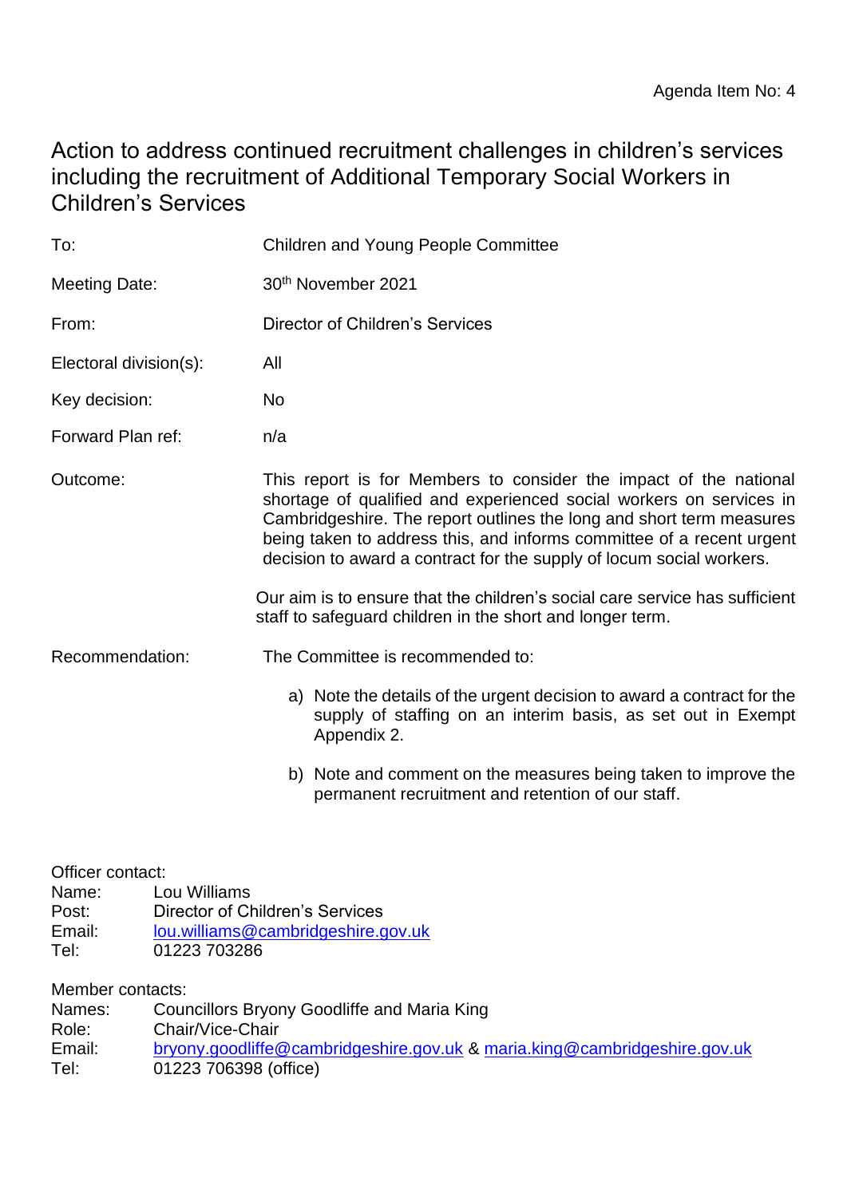Agenda Item No: 4

# Action to address continued recruitment challenges in children's services including the recruitment of Additional Temporary Social Workers in Children's Services

To: Children and Young People Committee

Meeting Date: 30th November 2021

From: Director of Children's Services

Electoral division(s): All

Key decision: No

Forward Plan ref: n/a

Outcome: This report is for Members to consider the impact of the national shortage of qualified and experienced social workers on services in Cambridgeshire. The report outlines the long and short term measures being taken to address this, and informs committee of a recent urgent decision to award a contract for the supply of locum social workers.

Our aim is to ensure that the children's social care service has sufficient staff to safeguard children in the short and longer term.

Recommendation: The Committee is recommended to:

a) Note the details of the urgent decision to award a contract for the supply of staffing on an interim basis, as set out in Exempt Appendix 2.

b) Note and comment on the measures being taken to improve the permanent recruitment and retention of our staff.

Officer contact:
Name: Lou Williams
Post: Director of Children's Services
Email: lou.williams@cambridgeshire.gov.uk
Tel: 01223 703286

Member contacts:
Names: Councillors Bryony Goodliffe and Maria King
Role: Chair/Vice-Chair
Email: bryony.goodliffe@cambridgeshire.gov.uk & maria.king@cambridgeshire.gov.uk
Tel: 01223 706398 (office)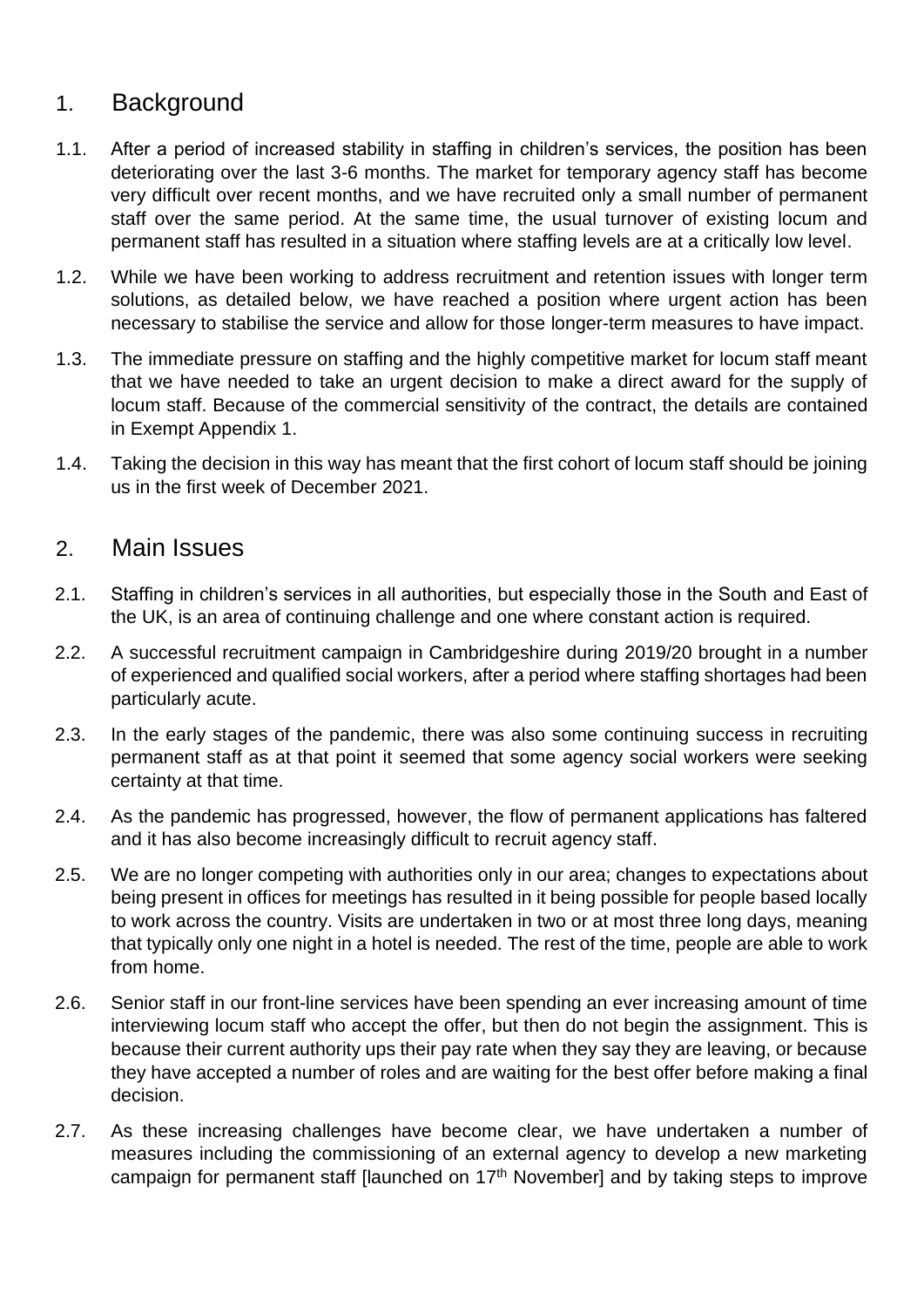## 1. Background

1.1. After a period of increased stability in staffing in children's services, the position has been deteriorating over the last 3-6 months. The market for temporary agency staff has become very difficult over recent months, and we have recruited only a small number of permanent staff over the same period. At the same time, the usual turnover of existing locum and permanent staff has resulted in a situation where staffing levels are at a critically low level.

1.2. While we have been working to address recruitment and retention issues with longer term solutions, as detailed below, we have reached a position where urgent action has been necessary to stabilise the service and allow for those longer-term measures to have impact.

1.3. The immediate pressure on staffing and the highly competitive market for locum staff meant that we have needed to take an urgent decision to make a direct award for the supply of locum staff. Because of the commercial sensitivity of the contract, the details are contained in Exempt Appendix 1.

1.4. Taking the decision in this way has meant that the first cohort of locum staff should be joining us in the first week of December 2021.

## 2. Main Issues

2.1. Staffing in children's services in all authorities, but especially those in the South and East of the UK, is an area of continuing challenge and one where constant action is required.

2.2. A successful recruitment campaign in Cambridgeshire during 2019/20 brought in a number of experienced and qualified social workers, after a period where staffing shortages had been particularly acute.

2.3. In the early stages of the pandemic, there was also some continuing success in recruiting permanent staff as at that point it seemed that some agency social workers were seeking certainty at that time.

2.4. As the pandemic has progressed, however, the flow of permanent applications has faltered and it has also become increasingly difficult to recruit agency staff.

2.5. We are no longer competing with authorities only in our area; changes to expectations about being present in offices for meetings has resulted in it being possible for people based locally to work across the country. Visits are undertaken in two or at most three long days, meaning that typically only one night in a hotel is needed. The rest of the time, people are able to work from home.

2.6. Senior staff in our front-line services have been spending an ever increasing amount of time interviewing locum staff who accept the offer, but then do not begin the assignment. This is because their current authority ups their pay rate when they say they are leaving, or because they have accepted a number of roles and are waiting for the best offer before making a final decision.

2.7. As these increasing challenges have become clear, we have undertaken a number of measures including the commissioning of an external agency to develop a new marketing campaign for permanent staff [launched on 17th November] and by taking steps to improve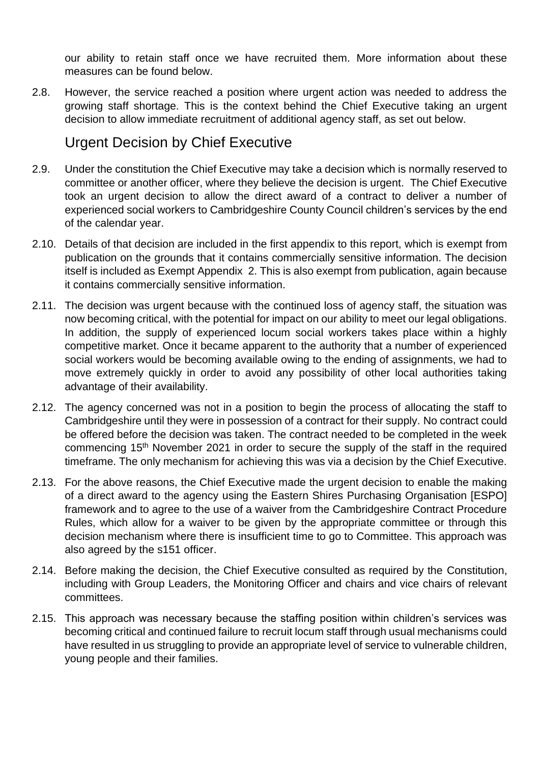our ability to retain staff once we have recruited them. More information about these measures can be found below.

2.8. However, the service reached a position where urgent action was needed to address the growing staff shortage. This is the context behind the Chief Executive taking an urgent decision to allow immediate recruitment of additional agency staff, as set out below.

## Urgent Decision by Chief Executive

2.9. Under the constitution the Chief Executive may take a decision which is normally reserved to committee or another officer, where they believe the decision is urgent. The Chief Executive took an urgent decision to allow the direct award of a contract to deliver a number of experienced social workers to Cambridgeshire County Council children's services by the end of the calendar year.

2.10. Details of that decision are included in the first appendix to this report, which is exempt from publication on the grounds that it contains commercially sensitive information. The decision itself is included as Exempt Appendix 2. This is also exempt from publication, again because it contains commercially sensitive information.

2.11. The decision was urgent because with the continued loss of agency staff, the situation was now becoming critical, with the potential for impact on our ability to meet our legal obligations. In addition, the supply of experienced locum social workers takes place within a highly competitive market. Once it became apparent to the authority that a number of experienced social workers would be becoming available owing to the ending of assignments, we had to move extremely quickly in order to avoid any possibility of other local authorities taking advantage of their availability.

2.12. The agency concerned was not in a position to begin the process of allocating the staff to Cambridgeshire until they were in possession of a contract for their supply. No contract could be offered before the decision was taken. The contract needed to be completed in the week commencing 15th November 2021 in order to secure the supply of the staff in the required timeframe. The only mechanism for achieving this was via a decision by the Chief Executive.

2.13. For the above reasons, the Chief Executive made the urgent decision to enable the making of a direct award to the agency using the Eastern Shires Purchasing Organisation [ESPO] framework and to agree to the use of a waiver from the Cambridgeshire Contract Procedure Rules, which allow for a waiver to be given by the appropriate committee or through this decision mechanism where there is insufficient time to go to Committee. This approach was also agreed by the s151 officer.

2.14. Before making the decision, the Chief Executive consulted as required by the Constitution, including with Group Leaders, the Monitoring Officer and chairs and vice chairs of relevant committees.

2.15. This approach was necessary because the staffing position within children's services was becoming critical and continued failure to recruit locum staff through usual mechanisms could have resulted in us struggling to provide an appropriate level of service to vulnerable children, young people and their families.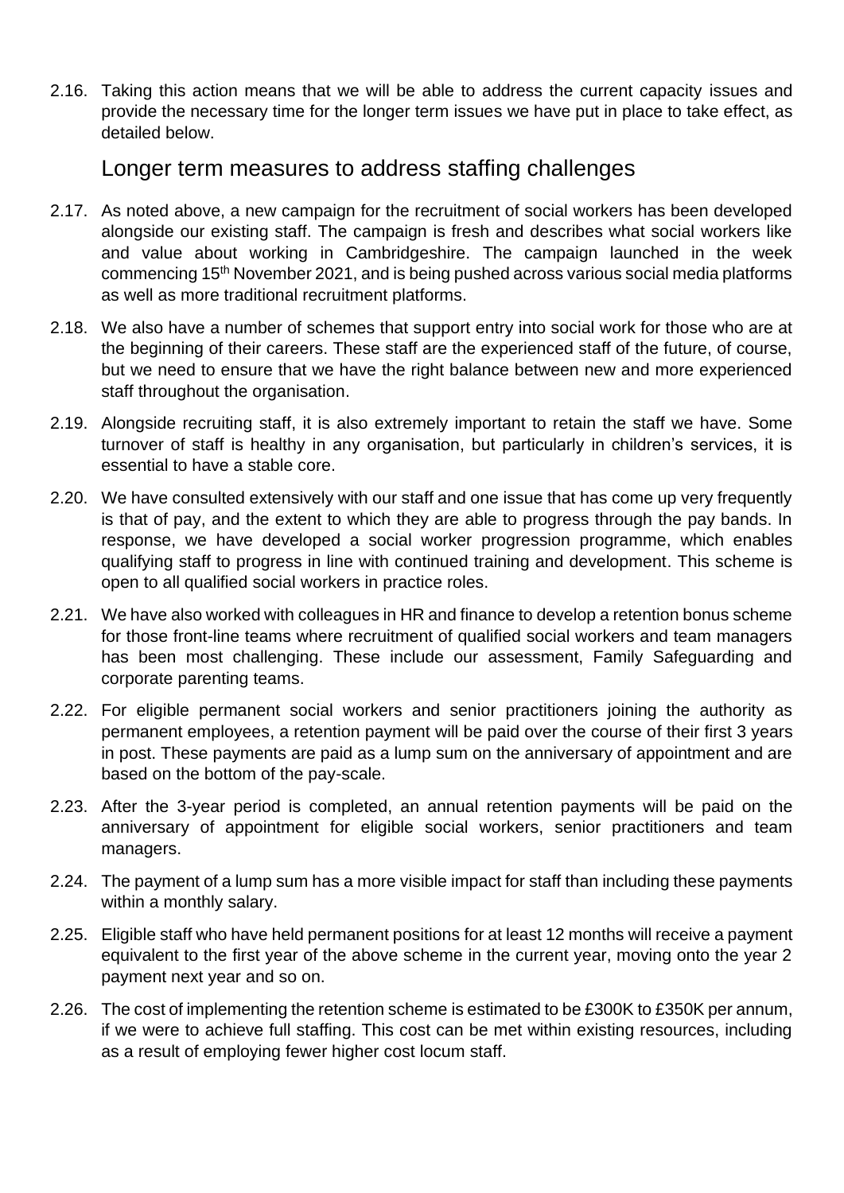2.16. Taking this action means that we will be able to address the current capacity issues and provide the necessary time for the longer term issues we have put in place to take effect, as detailed below.

## Longer term measures to address staffing challenges

2.17. As noted above, a new campaign for the recruitment of social workers has been developed alongside our existing staff. The campaign is fresh and describes what social workers like and value about working in Cambridgeshire. The campaign launched in the week commencing 15th November 2021, and is being pushed across various social media platforms as well as more traditional recruitment platforms.

2.18. We also have a number of schemes that support entry into social work for those who are at the beginning of their careers. These staff are the experienced staff of the future, of course, but we need to ensure that we have the right balance between new and more experienced staff throughout the organisation.

2.19. Alongside recruiting staff, it is also extremely important to retain the staff we have. Some turnover of staff is healthy in any organisation, but particularly in children's services, it is essential to have a stable core.

2.20. We have consulted extensively with our staff and one issue that has come up very frequently is that of pay, and the extent to which they are able to progress through the pay bands. In response, we have developed a social worker progression programme, which enables qualifying staff to progress in line with continued training and development. This scheme is open to all qualified social workers in practice roles.

2.21. We have also worked with colleagues in HR and finance to develop a retention bonus scheme for those front-line teams where recruitment of qualified social workers and team managers has been most challenging. These include our assessment, Family Safeguarding and corporate parenting teams.

2.22. For eligible permanent social workers and senior practitioners joining the authority as permanent employees, a retention payment will be paid over the course of their first 3 years in post. These payments are paid as a lump sum on the anniversary of appointment and are based on the bottom of the pay-scale.

2.23. After the 3-year period is completed, an annual retention payments will be paid on the anniversary of appointment for eligible social workers, senior practitioners and team managers.

2.24. The payment of a lump sum has a more visible impact for staff than including these payments within a monthly salary.

2.25. Eligible staff who have held permanent positions for at least 12 months will receive a payment equivalent to the first year of the above scheme in the current year, moving onto the year 2 payment next year and so on.

2.26. The cost of implementing the retention scheme is estimated to be £300K to £350K per annum, if we were to achieve full staffing. This cost can be met within existing resources, including as a result of employing fewer higher cost locum staff.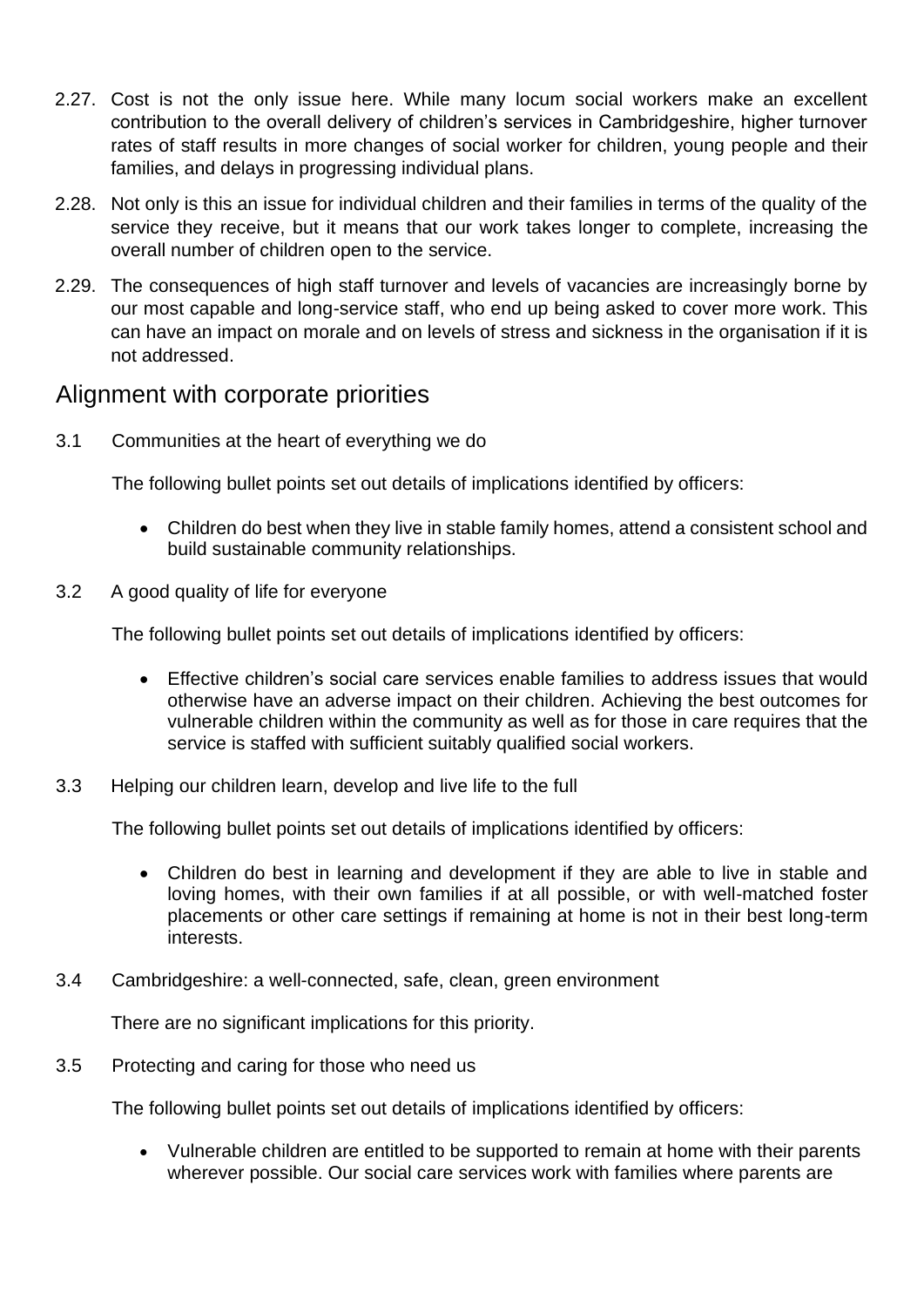2.27. Cost is not the only issue here. While many locum social workers make an excellent contribution to the overall delivery of children's services in Cambridgeshire, higher turnover rates of staff results in more changes of social worker for children, young people and their families, and delays in progressing individual plans.

2.28. Not only is this an issue for individual children and their families in terms of the quality of the service they receive, but it means that our work takes longer to complete, increasing the overall number of children open to the service.

2.29. The consequences of high staff turnover and levels of vacancies are increasingly borne by our most capable and long-service staff, who end up being asked to cover more work. This can have an impact on morale and on levels of stress and sickness in the organisation if it is not addressed.

## Alignment with corporate priorities

3.1 Communities at the heart of everything we do

The following bullet points set out details of implications identified by officers:

- Children do best when they live in stable family homes, attend a consistent school and build sustainable community relationships.

3.2 A good quality of life for everyone

The following bullet points set out details of implications identified by officers:

- Effective children's social care services enable families to address issues that would otherwise have an adverse impact on their children. Achieving the best outcomes for vulnerable children within the community as well as for those in care requires that the service is staffed with sufficient suitably qualified social workers.

3.3 Helping our children learn, develop and live life to the full

The following bullet points set out details of implications identified by officers:

- Children do best in learning and development if they are able to live in stable and loving homes, with their own families if at all possible, or with well-matched foster placements or other care settings if remaining at home is not in their best long-term interests.

3.4 Cambridgeshire: a well-connected, safe, clean, green environment

There are no significant implications for this priority.

3.5 Protecting and caring for those who need us

The following bullet points set out details of implications identified by officers:

- Vulnerable children are entitled to be supported to remain at home with their parents wherever possible. Our social care services work with families where parents are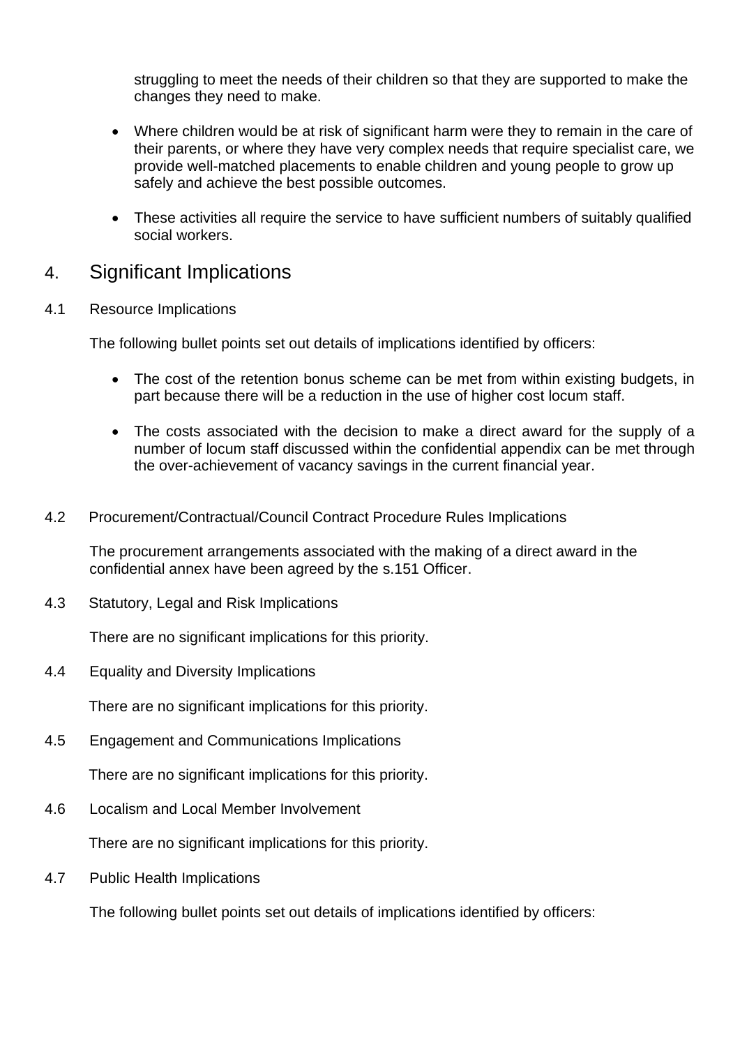struggling to meet the needs of their children so that they are supported to make the changes they need to make.

- Where children would be at risk of significant harm were they to remain in the care of their parents, or where they have very complex needs that require specialist care, we provide well-matched placements to enable children and young people to grow up safely and achieve the best possible outcomes.

- These activities all require the service to have sufficient numbers of suitably qualified social workers.

## 4. Significant Implications

4.1 Resource Implications

The following bullet points set out details of implications identified by officers:

- The cost of the retention bonus scheme can be met from within existing budgets, in part because there will be a reduction in the use of higher cost locum staff.

- The costs associated with the decision to make a direct award for the supply of a number of locum staff discussed within the confidential appendix can be met through the over-achievement of vacancy savings in the current financial year.

4.2 Procurement/Contractual/Council Contract Procedure Rules Implications

The procurement arrangements associated with the making of a direct award in the confidential annex have been agreed by the s.151 Officer.

4.3 Statutory, Legal and Risk Implications

There are no significant implications for this priority.

4.4 Equality and Diversity Implications

There are no significant implications for this priority.

4.5 Engagement and Communications Implications

There are no significant implications for this priority.

4.6 Localism and Local Member Involvement

There are no significant implications for this priority.

4.7 Public Health Implications

The following bullet points set out details of implications identified by officers: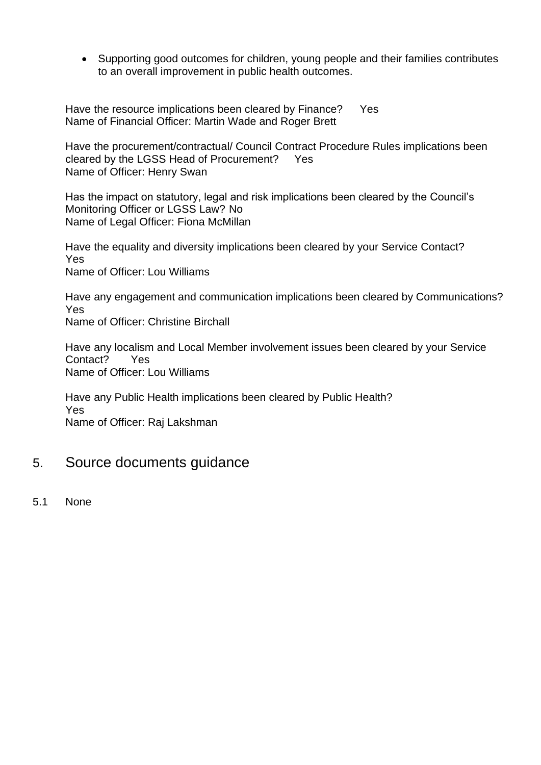- Supporting good outcomes for children, young people and their families contributes to an overall improvement in public health outcomes.

Have the resource implications been cleared by Finance? Yes
Name of Financial Officer: Martin Wade and Roger Brett

Have the procurement/contractual/ Council Contract Procedure Rules implications been cleared by the LGSS Head of Procurement? Yes
Name of Officer: Henry Swan

Has the impact on statutory, legal and risk implications been cleared by the Council's Monitoring Officer or LGSS Law? No
Name of Legal Officer: Fiona McMillan

Have the equality and diversity implications been cleared by your Service Contact?
Yes
Name of Officer: Lou Williams

Have any engagement and communication implications been cleared by Communications?
Yes
Name of Officer: Christine Birchall

Have any localism and Local Member involvement issues been cleared by your Service Contact? Yes
Name of Officer: Lou Williams

Have any Public Health implications been cleared by Public Health?
Yes
Name of Officer: Raj Lakshman

## 5. Source documents guidance

5.1 None